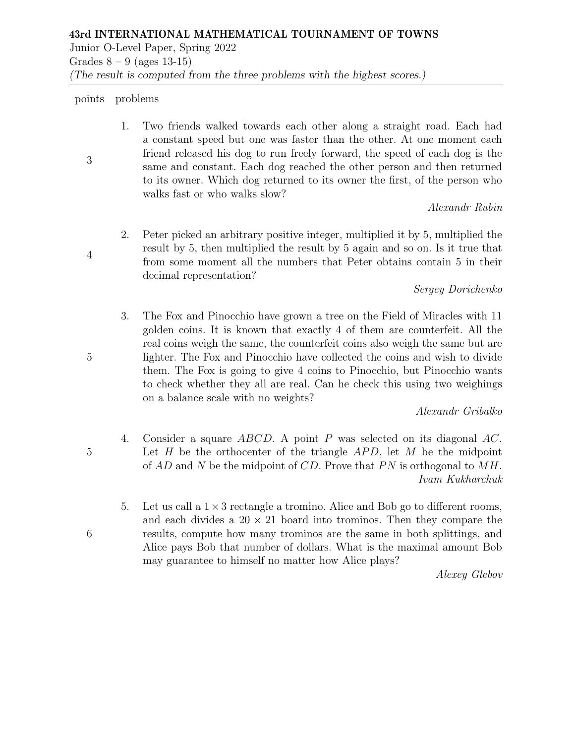**43rd INTERNATIONAL MATHEMATICAL TOURNAMENT OF TOWNS**

Junior O-Level Paper, Spring 2022

Grades 8 – 9 (ages 13-15)

*(The result is computed from the three problems with the highest scores.)*

| points | problems |
|---|---|
| 3 | 1. Two friends walked towards each other along a straight road. Each had a constant speed but one was faster than the other. At one moment each friend released his dog to run freely forward, the speed of each dog is the same and constant. Each dog reached the other person and then returned to its owner. Which dog returned to its owner the first, of the person who walks fast or who walks slow? *Alexandr Rubin* |
| 4 | 2. Peter picked an arbitrary positive integer, multiplied it by 5, multiplied the result by 5, then multiplied the result by 5 again and so on. Is it true that from some moment all the numbers that Peter obtains contain 5 in their decimal representation? *Sergey Dorichenko* |
| 5 | 3. The Fox and Pinocchio have grown a tree on the Field of Miracles with 11 golden coins. It is known that exactly 4 of them are counterfeit. All the real coins weigh the same, the counterfeit coins also weigh the same but are lighter. The Fox and Pinocchio have collected the coins and wish to divide them. The Fox is going to give 4 coins to Pinocchio, but Pinocchio wants to check whether they all are real. Can he check this using two weighings on a balance scale with no weights? *Alexandr Gribalko* |
| 5 | 4. Consider a square $ABCD$. A point $P$ was selected on its diagonal $AC$. Let $H$ be the orthocenter of the triangle $APD$, let $M$ be the midpoint of $AD$ and $N$ be the midpoint of $CD$. Prove that $PN$ is orthogonal to $MH$. *Ivam Kukharchuk* |
| 6 | 5. Let us call a $1\times 3$ rectangle a tromino. Alice and Bob go to different rooms, and each divides a $20\times 21$ board into trominos. Then they compare the results, compute how many trominos are the same in both splittings, and Alice pays Bob that number of dollars. What is the maximal amount Bob may guarantee to himself no matter how Alice plays? *Alexey Glebov* |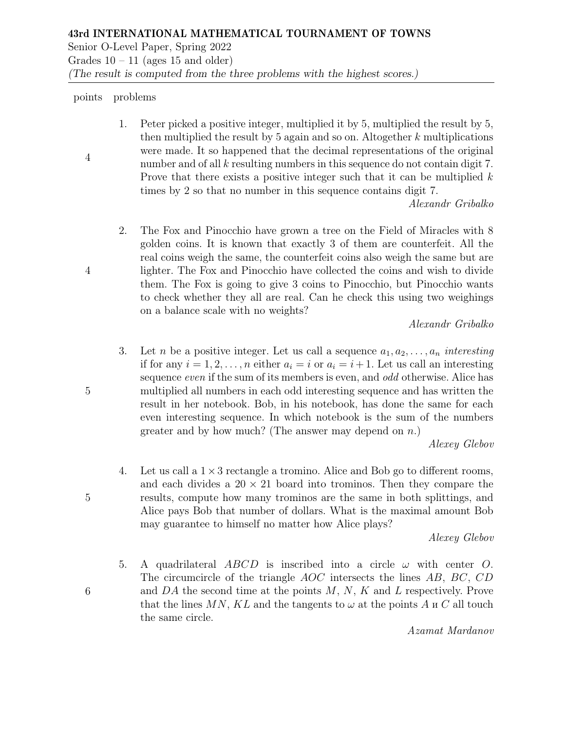**43rd INTERNATIONAL MATHEMATICAL TOURNAMENT OF TOWNS**

Senior O-Level Paper, Spring 2022

Grades 10 – 11 (ages 15 and older)

*(The result is computed from the three problems with the highest scores.)*

points problems

4 — 1. Peter picked a positive integer, multiplied it by 5, multiplied the result by 5, then multiplied the result by 5 again and so on. Altogether $k$ multiplications were made. It so happened that the decimal representations of the original number and of all $k$ resulting numbers in this sequence do not contain digit 7. Prove that there exists a positive integer such that it can be multiplied $k$ times by 2 so that no number in this sequence contains digit 7.

*Alexandr Gribalko*

4 — 2. The Fox and Pinocchio have grown a tree on the Field of Miracles with 8 golden coins. It is known that exactly 3 of them are counterfeit. All the real coins weigh the same, the counterfeit coins also weigh the same but are lighter. The Fox and Pinocchio have collected the coins and wish to divide them. The Fox is going to give 3 coins to Pinocchio, but Pinocchio wants to check whether they all are real. Can he check this using two weighings on a balance scale with no weights?

*Alexandr Gribalko*

5 — 3. Let $n$ be a positive integer. Let us call a sequence $a_1, a_2, \ldots, a_n$ *interesting* if for any $i = 1, 2, \ldots, n$ either $a_i = i$ or $a_i = i + 1$. Let us call an interesting sequence *even* if the sum of its members is even, and *odd* otherwise. Alice has multiplied all numbers in each odd interesting sequence and has written the result in her notebook. Bob, in his notebook, has done the same for each even interesting sequence. In which notebook is the sum of the numbers greater and by how much? (The answer may depend on $n$.)

*Alexey Glebov*

5 — 4. Let us call a $1 \times 3$ rectangle a tromino. Alice and Bob go to different rooms, and each divides a $20 \times 21$ board into trominos. Then they compare the results, compute how many trominos are the same in both splittings, and Alice pays Bob that number of dollars. What is the maximal amount Bob may guarantee to himself no matter how Alice plays?

*Alexey Glebov*

6 — 5. A quadrilateral $ABCD$ is inscribed into a circle $\omega$ with center $O$. The circumcircle of the triangle $AOC$ intersects the lines $AB$, $BC$, $CD$ and $DA$ the second time at the points $M$, $N$, $K$ and $L$ respectively. Prove that the lines $MN$, $KL$ and the tangents to $\omega$ at the points $A$ и $C$ all touch the same circle.

*Azamat Mardanov*